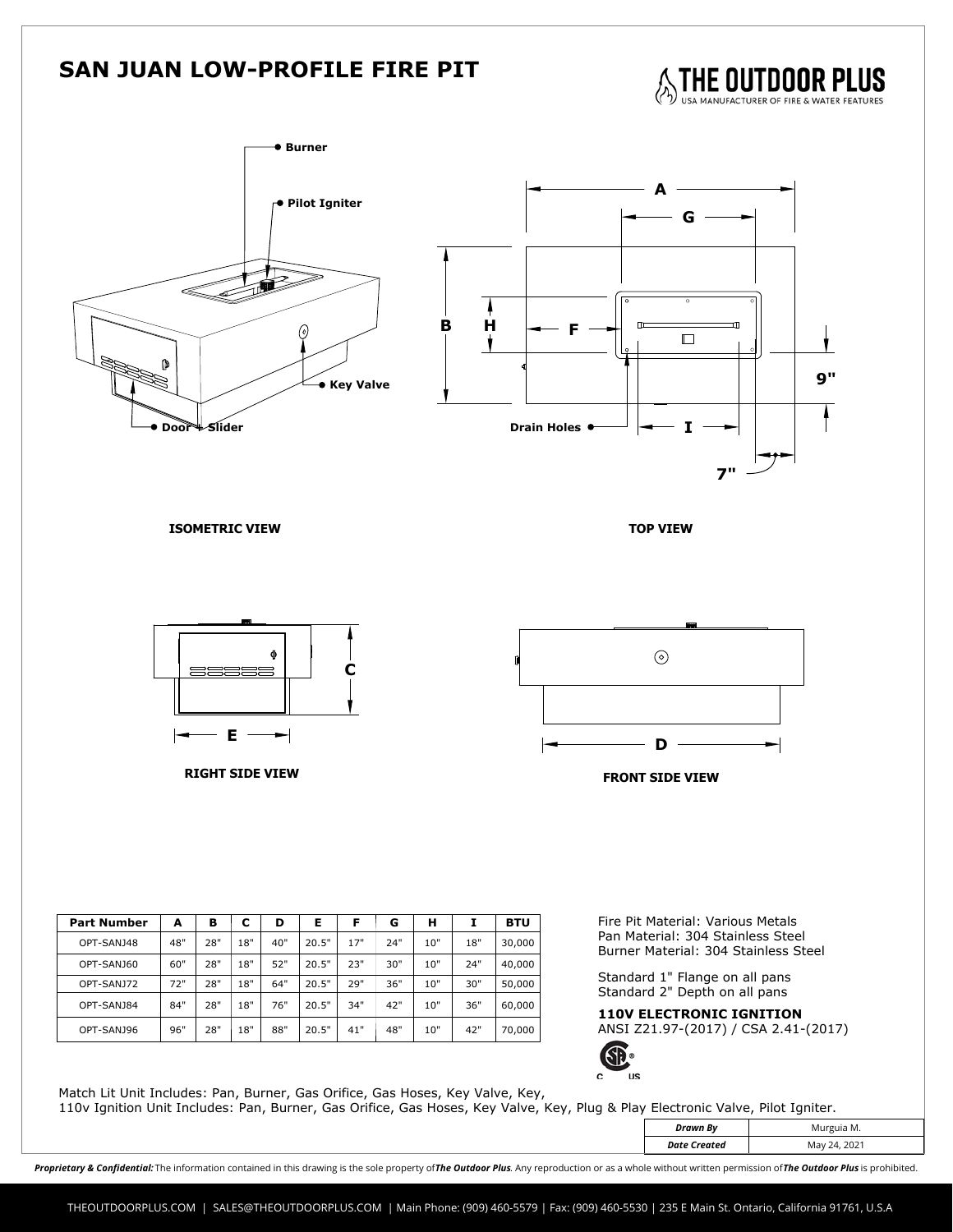# SAN JUAN LOW-PROFILE FIRE PIT

THE OUTDOOR PLUS
USA MANUFACTURER OF FIRE & WATER FEATURES

Burner
Pilot Igniter
Key Valve
Door + Slider

ISOMETRIC VIEW

A
G
B
H
F
9"
Drain Holes
I
7"

TOP VIEW

C
E

RIGHT SIDE VIEW

D

FRONT SIDE VIEW

| Part Number | A | B | C | D | E | F | G | H | I | BTU |
|---|---|---|---|---|---|---|---|---|---|---|
| OPT-SANJ48 | 48" | 28" | 18" | 40" | 20.5" | 17" | 24" | 10" | 18" | 30,000 |
| OPT-SANJ60 | 60" | 28" | 18" | 52" | 20.5" | 23" | 30" | 10" | 24" | 40,000 |
| OPT-SANJ72 | 72" | 28" | 18" | 64" | 20.5" | 29" | 36" | 10" | 30" | 50,000 |
| OPT-SANJ84 | 84" | 28" | 18" | 76" | 20.5" | 34" | 42" | 10" | 36" | 60,000 |
| OPT-SANJ96 | 96" | 28" | 18" | 88" | 20.5" | 41" | 48" | 10" | 42" | 70,000 |

Fire Pit Material: Various Metals
Pan Material: 304 Stainless Steel
Burner Material: 304 Stainless Steel

Standard 1" Flange on all pans
Standard 2" Depth on all pans

**110V ELECTRONIC IGNITION**
ANSI Z21.97-(2017) / CSA 2.41-(2017)

Match Lit Unit Includes: Pan, Burner, Gas Orifice, Gas Hoses, Key Valve, Key,
110v Ignition Unit Includes: Pan, Burner, Gas Orifice, Gas Hoses, Key Valve, Key, Plug & Play Electronic Valve, Pilot Igniter.

| *Drawn By* | Murguia M. |
|---|---|
| *Date Created* | May 24, 2021 |

***Proprietary & Confidential:*** The information contained in this drawing is the sole property of ***The Outdoor Plus***. Any reproduction or as a whole without written permission of ***The Outdoor Plus*** is prohibited.

THEOUTDOORPLUS.COM | SALES@THEOUTDOORPLUS.COM | Main Phone: (909) 460-5579 | Fax: (909) 460-5530 | 235 E Main St. Ontario, California 91761, U.S.A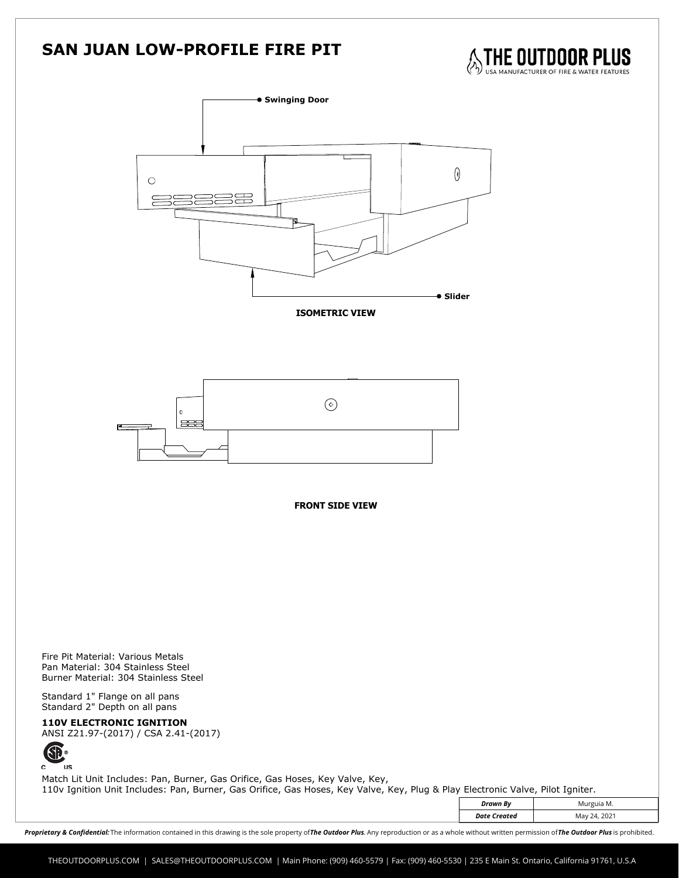# SAN JUAN LOW-PROFILE FIRE PIT

THE OUTDOOR PLUS
USA MANUFACTURER OF FIRE & WATER FEATURES

Swinging Door

Slider

**ISOMETRIC VIEW**

**FRONT SIDE VIEW**

Fire Pit Material: Various Metals
Pan Material: 304 Stainless Steel
Burner Material: 304 Stainless Steel

Standard 1" Flange on all pans
Standard 2" Depth on all pans

**110V ELECTRONIC IGNITION**
ANSI Z21.97-(2017) / CSA 2.41-(2017)

Match Lit Unit Includes: Pan, Burner, Gas Orifice, Gas Hoses, Key Valve, Key,
110v Ignition Unit Includes: Pan, Burner, Gas Orifice, Gas Hoses, Key Valve, Key, Plug & Play Electronic Valve, Pilot Igniter.

| | |
|---|---|
| ***Drawn By*** | Murguia M. |
| ***Date Created*** | May 24, 2021 |

***Proprietary & Confidential:*** The information contained in this drawing is the sole property of ***The Outdoor Plus***. Any reproduction or as a whole without written permission of ***The Outdoor Plus*** is prohibited.

THEOUTDOORPLUS.COM | SALES@THEOUTDOORPLUS.COM | Main Phone: (909) 460-5579 | Fax: (909) 460-5530 | 235 E Main St. Ontario, California 91761, U.S.A